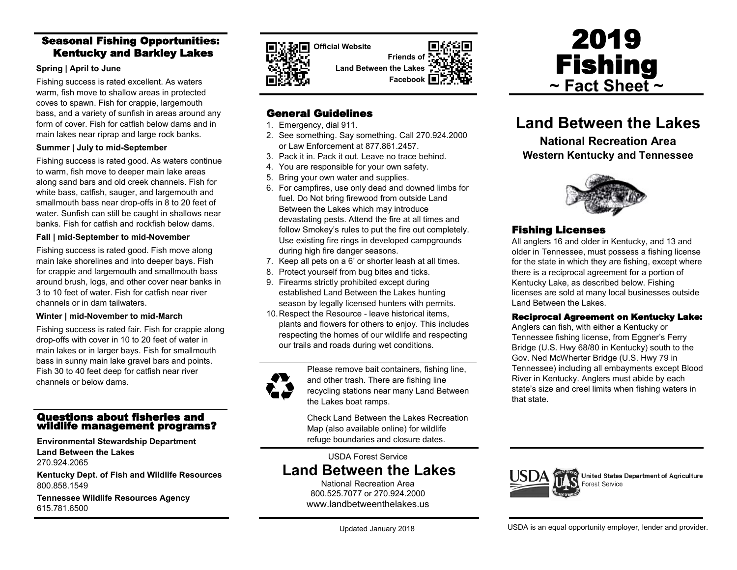# 2019 Fishing

## ~ Fact Sheet ~

# Land Between the Lakes

### National Recreation Area
### Western Kentucky and Tennessee

## Fishing Licenses

All anglers 16 and older in Kentucky, and 13 and older in Tennessee, must possess a fishing license for the state in which they are fishing, except where there is a reciprocal agreement for a portion of Kentucky Lake, as described below. Fishing licenses are sold at many local businesses outside Land Between the Lakes.

### Reciprocal Agreement on Kentucky Lake:

Anglers can fish, with either a Kentucky or Tennessee fishing license, from Eggner's Ferry Bridge (U.S. Hwy 68/80 in Kentucky) south to the Gov. Ned McWherter Bridge (U.S. Hwy 79 in Tennessee) including all embayments except Blood River in Kentucky. Anglers must abide by each state's size and creel limits when fishing waters in that state.

## Seasonal Fishing Opportunities: Kentucky and Barkley Lakes

**Spring | April to June**

Fishing success is rated excellent. As waters warm, fish move to shallow areas in protected coves to spawn. Fish for crappie, largemouth bass, and a variety of sunfish in areas around any form of cover. Fish for catfish below dams and in main lakes near riprap and large rock banks.

**Summer | July to mid-September**

Fishing success is rated good. As waters continue to warm, fish move to deeper main lake areas along sand bars and old creek channels. Fish for white bass, catfish, sauger, and largemouth and smallmouth bass near drop-offs in 8 to 20 feet of water. Sunfish can still be caught in shallows near banks. Fish for catfish and rockfish below dams.

**Fall | mid-September to mid-November**

Fishing success is rated good. Fish move along main lake shorelines and into deeper bays. Fish for crappie and largemouth and smallmouth bass around brush, logs, and other cover near banks in 3 to 10 feet of water. Fish for catfish near river channels or in dam tailwaters.

**Winter | mid-November to mid-March**

Fishing success is rated fair. Fish for crappie along drop-offs with cover in 10 to 20 feet of water in main lakes or in larger bays. Fish for smallmouth bass in sunny main lake gravel bars and points. Fish 30 to 40 feet deep for catfish near river channels or below dams.

## Questions about fisheries and wildlife management programs?

**Environmental Stewardship Department**
**Land Between the Lakes**
270.924.2065

**Kentucky Dept. of Fish and Wildlife Resources**
800.858.1549

**Tennessee Wildlife Resources Agency**
615.781.6500

**Official Website**

**Friends of Land Between the Lakes Facebook**

## General Guidelines

1. Emergency, dial 911.
2. See something. Say something. Call 270.924.2000 or Law Enforcement at 877.861.2457.
3. Pack it in. Pack it out. Leave no trace behind.
4. You are responsible for your own safety.
5. Bring your own water and supplies.
6. For campfires, use only dead and downed limbs for fuel. Do Not bring firewood from outside Land Between the Lakes which may introduce devastating pests. Attend the fire at all times and follow Smokey's rules to put the fire out completely. Use existing fire rings in developed campgrounds during high fire danger seasons.
7. Keep all pets on a 6' or shorter leash at all times.
8. Protect yourself from bug bites and ticks.
9. Firearms strictly prohibited except during established Land Between the Lakes hunting season by legally licensed hunters with permits.
10. Respect the Resource - leave historical items, plants and flowers for others to enjoy. This includes respecting the homes of our wildlife and respecting our trails and roads during wet conditions.

Please remove bait containers, fishing line, and other trash. There are fishing line recycling stations near many Land Between the Lakes boat ramps.

Check Land Between the Lakes Recreation Map (also available online) for wildlife refuge boundaries and closure dates.

USDA Forest Service

## Land Between the Lakes

National Recreation Area
800.525.7077 or 270.924.2000
www.landbetweenthelakes.us

Updated January 2018

United States Department of Agriculture
Forest Service

USDA is an equal opportunity employer, lender and provider.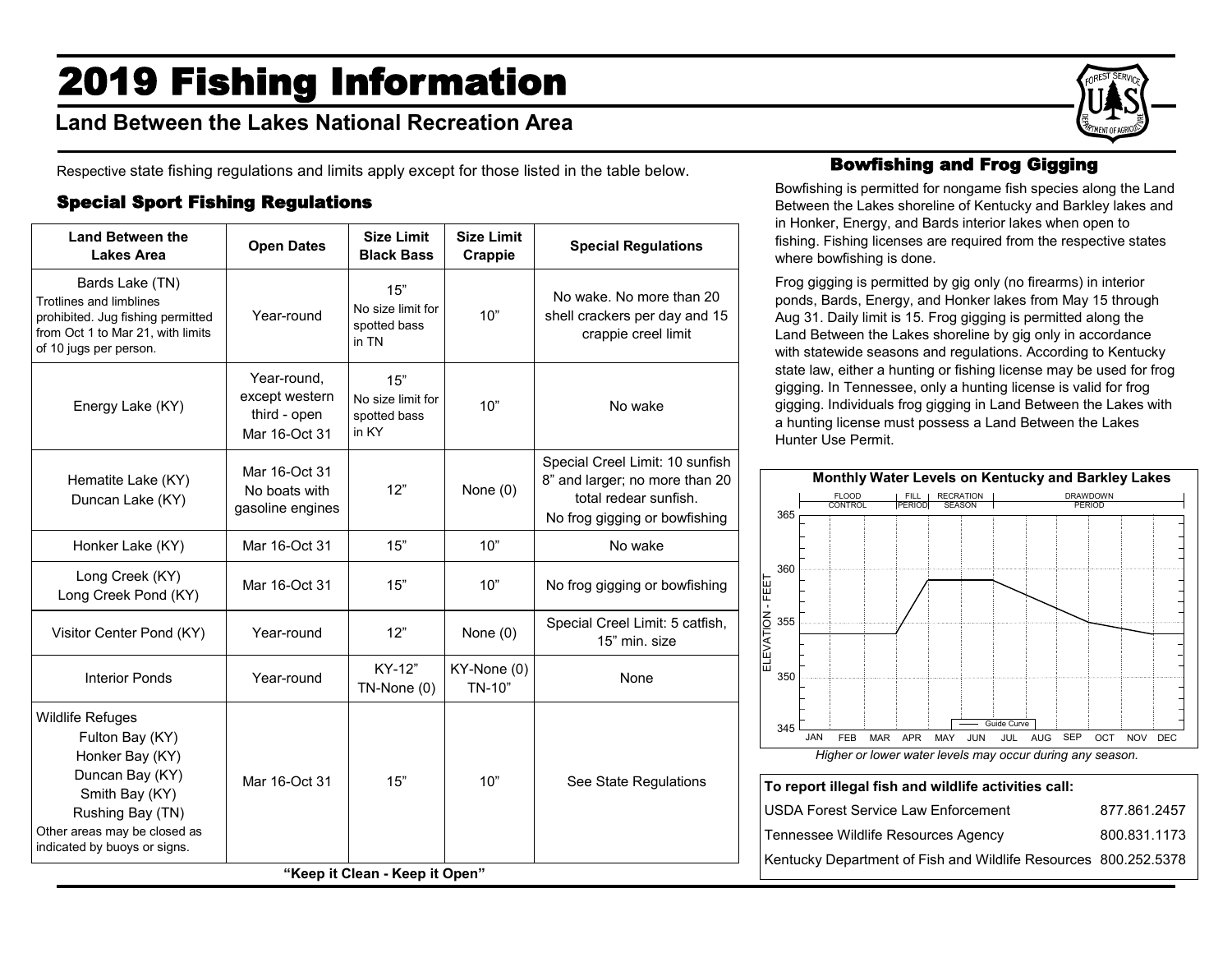# 2019 Fishing Information

## Land Between the Lakes National Recreation Area

Respective state fishing regulations and limits apply except for those listed in the table below.

### Special Sport Fishing Regulations

| Land Between the Lakes Area | Open Dates | Size Limit Black Bass | Size Limit Crappie | Special Regulations |
|---|---|---|---|---|
| Bards Lake (TN) Trotlines and limblines prohibited. Jug fishing permitted from Oct 1 to Mar 21, with limits of 10 jugs per person. | Year-round | 15" No size limit for spotted bass in TN | 10" | No wake. No more than 20 shell crackers per day and 15 crappie creel limit |
| Energy Lake (KY) | Year-round, except western third - open Mar 16-Oct 31 | 15" No size limit for spotted bass in KY | 10" | No wake |
| Hematite Lake (KY) Duncan Lake (KY) | Mar 16-Oct 31 No boats with gasoline engines | 12" | None (0) | Special Creel Limit: 10 sunfish 8" and larger; no more than 20 total redear sunfish. No frog gigging or bowfishing |
| Honker Lake (KY) | Mar 16-Oct 31 | 15" | 10" | No wake |
| Long Creek (KY) Long Creek Pond (KY) | Mar 16-Oct 31 | 15" | 10" | No frog gigging or bowfishing |
| Visitor Center Pond (KY) | Year-round | 12" | None (0) | Special Creel Limit: 5 catfish, 15" min. size |
| Interior Ponds | Year-round | KY-12" TN-None (0) | KY-None (0) TN-10" | None |
| Wildlife Refuges: Fulton Bay (KY), Honker Bay (KY), Duncan Bay (KY), Smith Bay (KY), Rushing Bay (TN). Other areas may be closed as indicated by buoys or signs. | Mar 16-Oct 31 | 15" | 10" | See State Regulations |

**"Keep it Clean - Keep it Open"**

### Bowfishing and Frog Gigging

Bowfishing is permitted for nongame fish species along the Land Between the Lakes shoreline of Kentucky and Barkley lakes and in Honker, Energy, and Bards interior lakes when open to fishing. Fishing licenses are required from the respective states where bowfishing is done.

Frog gigging is permitted by gig only (no firearms) in interior ponds, Bards, Energy, and Honker lakes from May 15 through Aug 31. Daily limit is 15. Frog gigging is permitted along the Land Between the Lakes shoreline by gig only in accordance with statewide seasons and regulations. According to Kentucky state law, either a hunting or fishing license may be used for frog gigging. In Tennessee, only a hunting license is valid for frog gigging. Individuals frog gigging in Land Between the Lakes with a hunting license must possess a Land Between the Lakes Hunter Use Permit.

**Monthly Water Levels on Kentucky and Barkley Lakes**

FLOOD CONTROL | FILL PERIOD | RECREATION SEASON | DRAWDOWN PERIOD

ELEVATION - FEET

365, 360, 355, 350, 345

JAN FEB MAR APR MAY JUN JUL AUG SEP OCT NOV DEC

Guide Curve

*Higher or lower water levels may occur during any season.*

| To report illegal fish and wildlife activities call: | |
|---|---|
| USDA Forest Service Law Enforcement | 877.861.2457 |
| Tennessee Wildlife Resources Agency | 800.831.1173 |
| Kentucky Department of Fish and Wildlife Resources | 800.252.5378 |